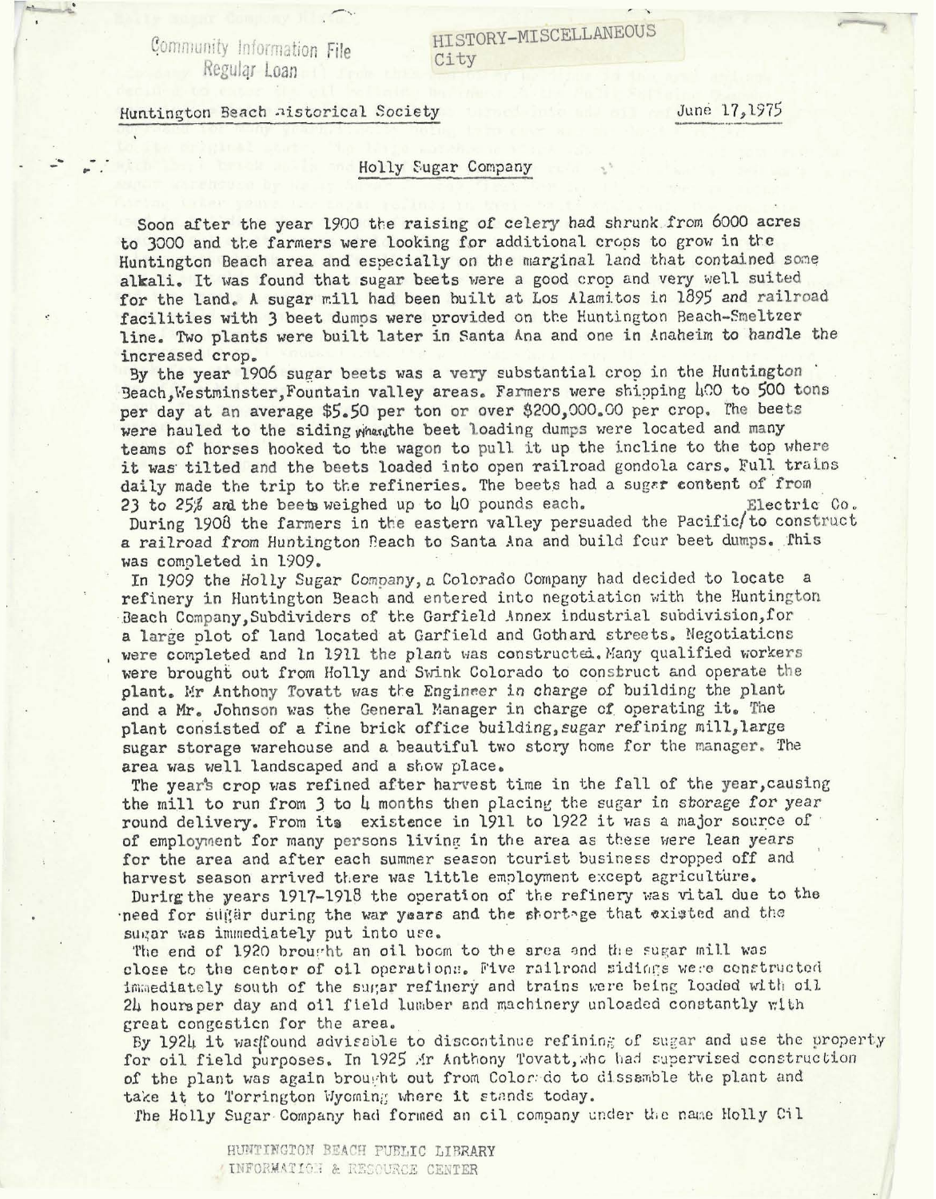Community Information File
Regular Loan

HISTORY-MISCELLANEOUS
City

Huntington Beach Historical Society June 17,1975

## Holly Sugar Company

Soon after the year 1900 the raising of celery had shrunk from 6000 acres to 3000 and the farmers were looking for additional crops to grow in the Huntington Beach area and especially on the marginal land that contained some alkali. It was found that sugar beets were a good crop and very well suited for the land. A sugar mill had been built at Los Alamitos in 1895 and railroad facilities with 3 beet dumps were provided on the Huntington Beach-Smeltzer line. Two plants were built later in Santa Ana and one in Anaheim to handle the increased crop.

By the year 1906 sugar beets was a very substantial crop in the Huntington Beach,Westminster,Fountain valley areas. Farmers were shipping 400 to 500 tons per day at an average $5.50 per ton or over $200,000.00 per crop. The beets were hauled to the siding where the beet loading dumps were located and many teams of horses hooked to the wagon to pull it up the incline to the top where it was tilted and the beets loaded into open railroad gondola cars. Full trains daily made the trip to the refineries. The beets had a sugar content of from 23 to 25% and the beets weighed up to 40 pounds each.

During 1908 the farmers in the eastern valley persuaded the Pacific Electric Co. to construct a railroad from Huntington Beach to Santa Ana and build four beet dumps. This was completed in 1909.

In 1909 the Holly Sugar Company, a Colorado Company had decided to locate a refinery in Huntington Beach and entered into negotiation with the Huntington Beach Company,Subdividers of the Garfield Annex industrial subdivision,for a large plot of land located at Garfield and Gothard streets. Negotiations were completed and in 1911 the plant was constructed. Many qualified workers were brought out from Holly and Swink Colorado to construct and operate the plant. Mr Anthony Tovatt was the Engineer in charge of building the plant and a Mr. Johnson was the General Manager in charge of operating it. The plant consisted of a fine brick office building,sugar refining mill,large sugar storage warehouse and a beautiful two story home for the manager. The area was well landscaped and a show place.

The year's crop was refined after harvest time in the fall of the year,causing the mill to run from 3 to 4 months then placing the sugar in storage for year round delivery. From its existence in 1911 to 1922 it was a major source of of employment for many persons living in the area as these were lean years for the area and after each summer season tourist business dropped off and harvest season arrived there was little employment except agriculture.

During the years 1917-1918 the operation of the refinery was vital due to the need for sugar during the war years and the shortage that existed and the sugar was immediately put into use.

The end of 1920 brought an oil boom to the area and the sugar mill was close to the center of oil operations. Five railroad sidings were constructed immediately south of the sugar refinery and trains were being loaded with oil 24 hours per day and oil field lumber and machinery unloaded constantly with great congestion for the area.

By 1924 it was found advisable to discontinue refining of sugar and use the property for oil field purposes. In 1925 Mr Anthony Tovatt,who had supervised construction of the plant was again brought out from Colorado to dissamble the plant and take it to Torrington Wyoming where it stands today.

The Holly Sugar Company had formed an oil company under the name Holly Oil

HUNTINGTON BEACH PUBLIC LIBRARY
INFORMATION & RESOURCE CENTER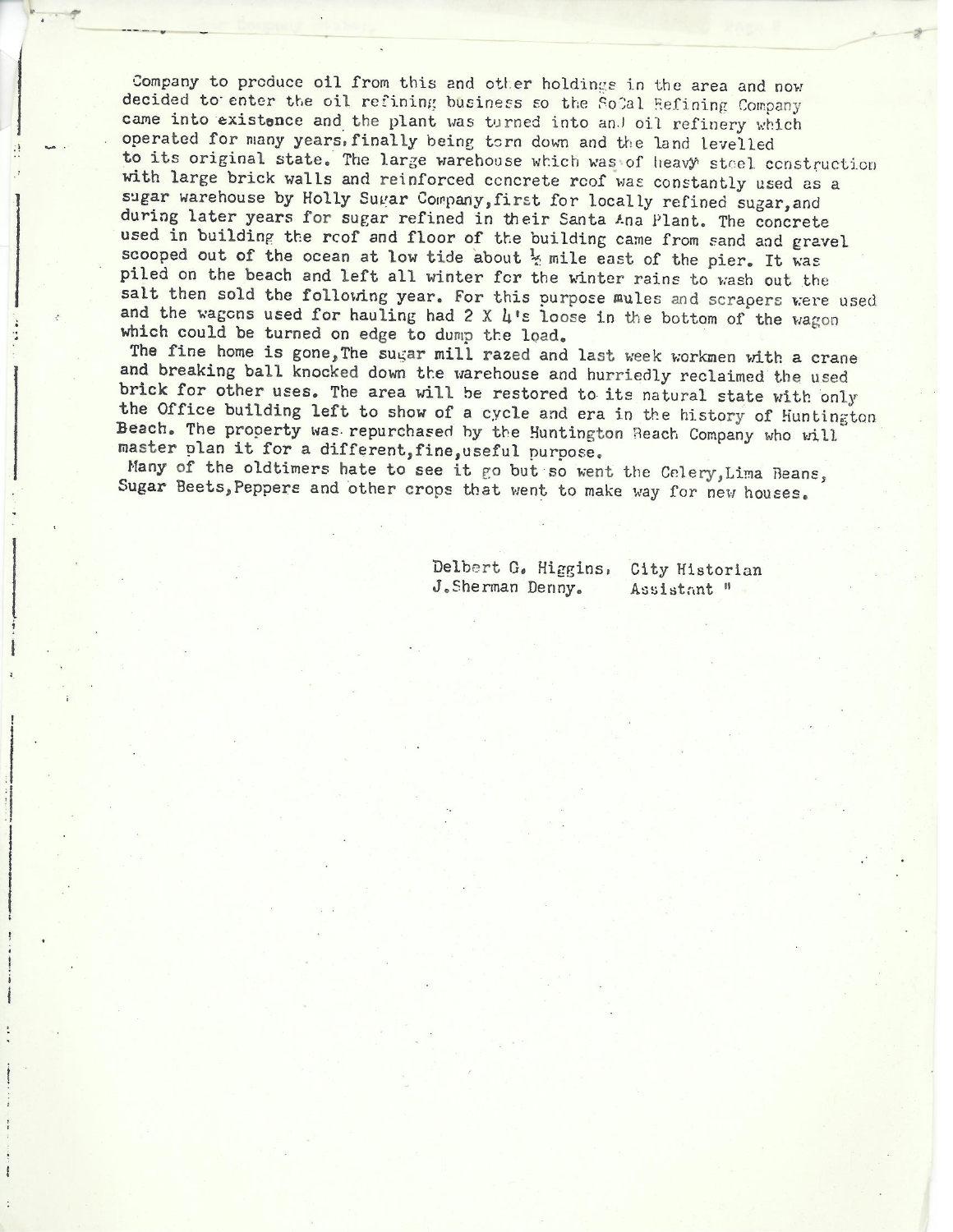Company to produce oil from this and other holdings in the area and now decided to enter the oil refining business so the SoCal Refining Company came into existence and the plant was turned into an oil refinery which operated for many years, finally being torn down and the land levelled to its original state. The large warehouse which was of heavy steel construction with large brick walls and reinforced concrete roof was constantly used as a sugar warehouse by Holly Sugar Company, first for locally refined sugar, and during later years for sugar refined in their Santa Ana Plant. The concrete used in building the roof and floor of the building came from sand and gravel scooped out of the ocean at low tide about ½ mile east of the pier. It was piled on the beach and left all winter for the winter rains to wash out the salt then sold the following year. For this purpose mules and scrapers were used and the wagons used for hauling had 2 X 4's loose in the bottom of the wagon which could be turned on edge to dump the load.

The fine home is gone, The sugar mill razed and last week workmen with a crane and breaking ball knocked down the warehouse and hurriedly reclaimed the used brick for other uses. The area will be restored to its natural state with only the Office building left to show of a cycle and era in the history of Huntington Beach. The property was repurchased by the Huntington Beach Company who will master plan it for a different, fine, useful purpose.

Many of the oldtimers hate to see it go but so went the Celery, Lima Beans, Sugar Beets, Peppers and other crops that went to make way for new houses.

Delbert G. Higgins, City Historian
J. Sherman Denny. Assistant "